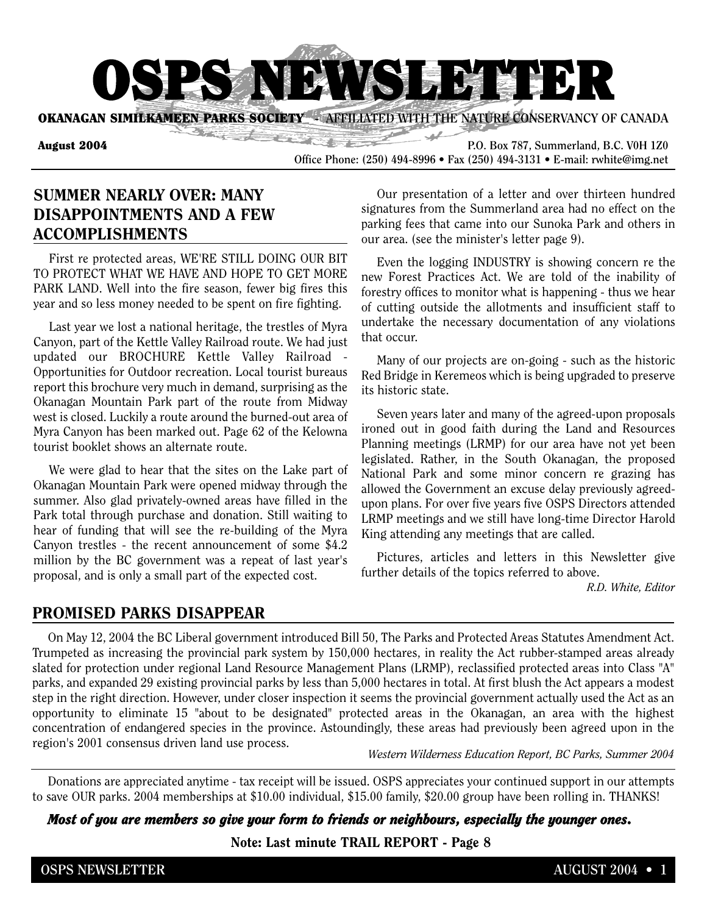# OSPS NEWSLETTER

**OKANAGAN SIMILKAMEEN PARKS SOCIETY** - AFFILIATED WITH THE NATURE CONSERVANCY OF CANADA

**August 2004**

P.O. Box 787, Summerland, B.C. V0H 1Z0
Office Phone: (250) 494-8996 • Fax (250) 494-3131 • E-mail: rwhite@img.net

## SUMMER NEARLY OVER: MANY DISAPPOINTMENTS AND A FEW ACCOMPLISHMENTS

First re protected areas, WE'RE STILL DOING OUR BIT TO PROTECT WHAT WE HAVE AND HOPE TO GET MORE PARK LAND. Well into the fire season, fewer big fires this year and so less money needed to be spent on fire fighting.

Last year we lost a national heritage, the trestles of Myra Canyon, part of the Kettle Valley Railroad route. We had just updated our BROCHURE Kettle Valley Railroad - Opportunities for Outdoor recreation. Local tourist bureaus report this brochure very much in demand, surprising as the Okanagan Mountain Park part of the route from Midway west is closed. Luckily a route around the burned-out area of Myra Canyon has been marked out. Page 62 of the Kelowna tourist booklet shows an alternate route.

We were glad to hear that the sites on the Lake part of Okanagan Mountain Park were opened midway through the summer. Also glad privately-owned areas have filled in the Park total through purchase and donation. Still waiting to hear of funding that will see the re-building of the Myra Canyon trestles - the recent announcement of some $4.2 million by the BC government was a repeat of last year's proposal, and is only a small part of the expected cost.

Our presentation of a letter and over thirteen hundred signatures from the Summerland area had no effect on the parking fees that came into our Sunoka Park and others in our area. (see the minister's letter page 9).

Even the logging INDUSTRY is showing concern re the new Forest Practices Act. We are told of the inability of forestry offices to monitor what is happening - thus we hear of cutting outside the allotments and insufficient staff to undertake the necessary documentation of any violations that occur.

Many of our projects are on-going - such as the historic Red Bridge in Keremeos which is being upgraded to preserve its historic state.

Seven years later and many of the agreed-upon proposals ironed out in good faith during the Land and Resources Planning meetings (LRMP) for our area have not yet been legislated. Rather, in the South Okanagan, the proposed National Park and some minor concern re grazing has allowed the Government an excuse delay previously agreed-upon plans. For over five years five OSPS Directors attended LRMP meetings and we still have long-time Director Harold King attending any meetings that are called.

Pictures, articles and letters in this Newsletter give further details of the topics referred to above.

*R.D. White, Editor*

## PROMISED PARKS DISAPPEAR

On May 12, 2004 the BC Liberal government introduced Bill 50, The Parks and Protected Areas Statutes Amendment Act. Trumpeted as increasing the provincial park system by 150,000 hectares, in reality the Act rubber-stamped areas already slated for protection under regional Land Resource Management Plans (LRMP), reclassified protected areas into Class "A" parks, and expanded 29 existing provincial parks by less than 5,000 hectares in total. At first blush the Act appears a modest step in the right direction. However, under closer inspection it seems the provincial government actually used the Act as an opportunity to eliminate 15 "about to be designated" protected areas in the Okanagan, an area with the highest concentration of endangered species in the province. Astoundingly, these areas had previously been agreed upon in the region's 2001 consensus driven land use process.

*Western Wilderness Education Report, BC Parks, Summer 2004*

---

Donations are appreciated anytime - tax receipt will be issued. OSPS appreciates your continued support in our attempts to save OUR parks. 2004 memberships at $10.00 individual, $15.00 family, $20.00 group have been rolling in. THANKS!

***Most of you are members so give your form to friends or neighbours, especially the younger ones.***

**Note: Last minute TRAIL REPORT - Page 8**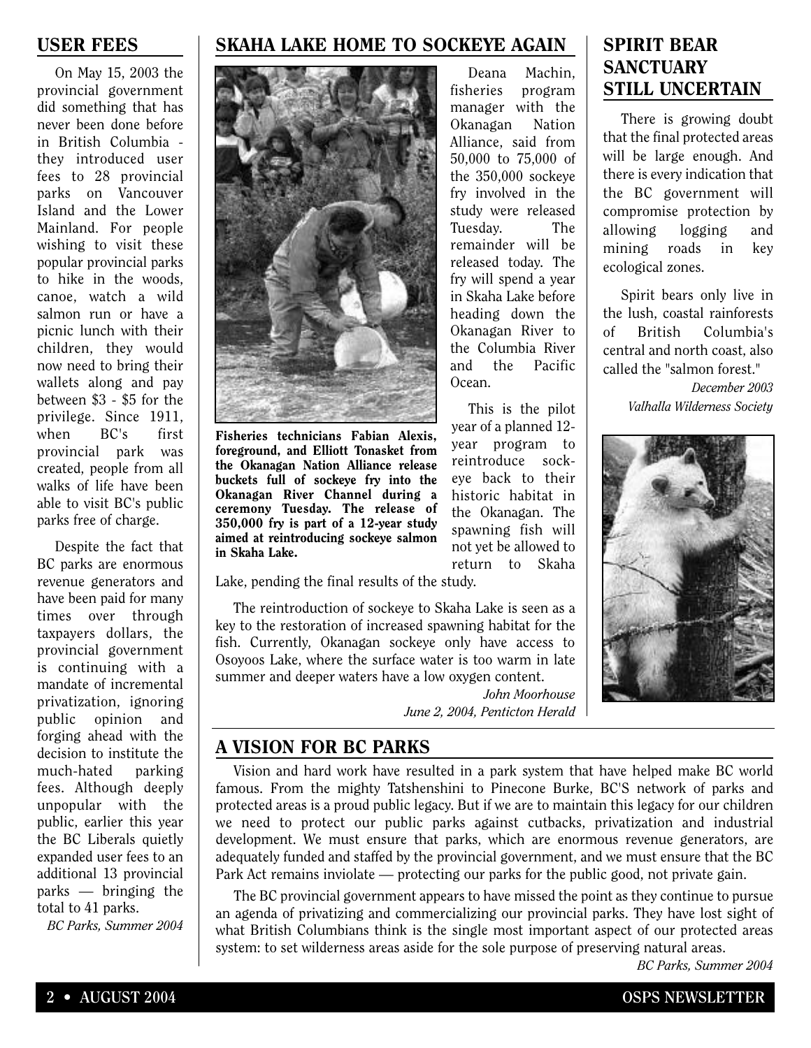## USER FEES

On May 15, 2003 the provincial government did something that has never been done before in British Columbia - they introduced user fees to 28 provincial parks on Vancouver Island and the Lower Mainland. For people wishing to visit these popular provincial parks to hike in the woods, canoe, watch a wild salmon run or have a picnic lunch with their children, they would now need to bring their wallets along and pay between $3 - $5 for the privilege. Since 1911, when BC's first provincial park was created, people from all walks of life have been able to visit BC's public parks free of charge.

Despite the fact that BC parks are enormous revenue generators and have been paid for many times over through taxpayers dollars, the provincial government is continuing with a mandate of incremental privatization, ignoring public opinion and forging ahead with the decision to institute the much-hated parking fees. Although deeply unpopular with the public, earlier this year the BC Liberals quietly expanded user fees to an additional 13 provincial parks — bringing the total to 41 parks.

*BC Parks, Summer 2004*

## SKAHA LAKE HOME TO SOCKEYE AGAIN

**Fisheries technicians Fabian Alexis, foreground, and Elliott Tonasket from the Okanagan Nation Alliance release buckets full of sockeye fry into the Okanagan River Channel during a ceremony Tuesday. The release of 350,000 fry is part of a 12-year study aimed at reintroducing sockeye salmon in Skaha Lake.**

Deana Machin, fisheries program manager with the Okanagan Nation Alliance, said from 50,000 to 75,000 of the 350,000 sockeye fry involved in the study were released Tuesday. The remainder will be released today. The fry will spend a year in Skaha Lake before heading down the Okanagan River to the Columbia River and the Pacific Ocean.

This is the pilot year of a planned 12-year program to reintroduce sockeye back to their historic habitat in the Okanagan. The spawning fish will not yet be allowed to return to Skaha Lake, pending the final results of the study.

The reintroduction of sockeye to Skaha Lake is seen as a key to the restoration of increased spawning habitat for the fish. Currently, Okanagan sockeye only have access to Osoyoos Lake, where the surface water is too warm in late summer and deeper waters have a low oxygen content.

*John Moorhouse*
*June 2, 2004, Penticton Herald*

## SPIRIT BEAR SANCTUARY STILL UNCERTAIN

There is growing doubt that the final protected areas will be large enough. And there is every indication that the BC government will compromise protection by allowing logging and mining roads in key ecological zones.

Spirit bears only live in the lush, coastal rainforests of British Columbia's central and north coast, also called the "salmon forest."

*December 2003*
*Valhalla Wilderness Society*

## A VISION FOR BC PARKS

Vision and hard work have resulted in a park system that have helped make BC world famous. From the mighty Tatshenshini to Pinecone Burke, BC'S network of parks and protected areas is a proud public legacy. But if we are to maintain this legacy for our children we need to protect our public parks against cutbacks, privatization and industrial development. We must ensure that parks, which are enormous revenue generators, are adequately funded and staffed by the provincial government, and we must ensure that the BC Park Act remains inviolate — protecting our parks for the public good, not private gain.

The BC provincial government appears to have missed the point as they continue to pursue an agenda of privatizing and commercializing our provincial parks. They have lost sight of what British Columbians think is the single most important aspect of our protected areas system: to set wilderness areas aside for the sole purpose of preserving natural areas.

*BC Parks, Summer 2004*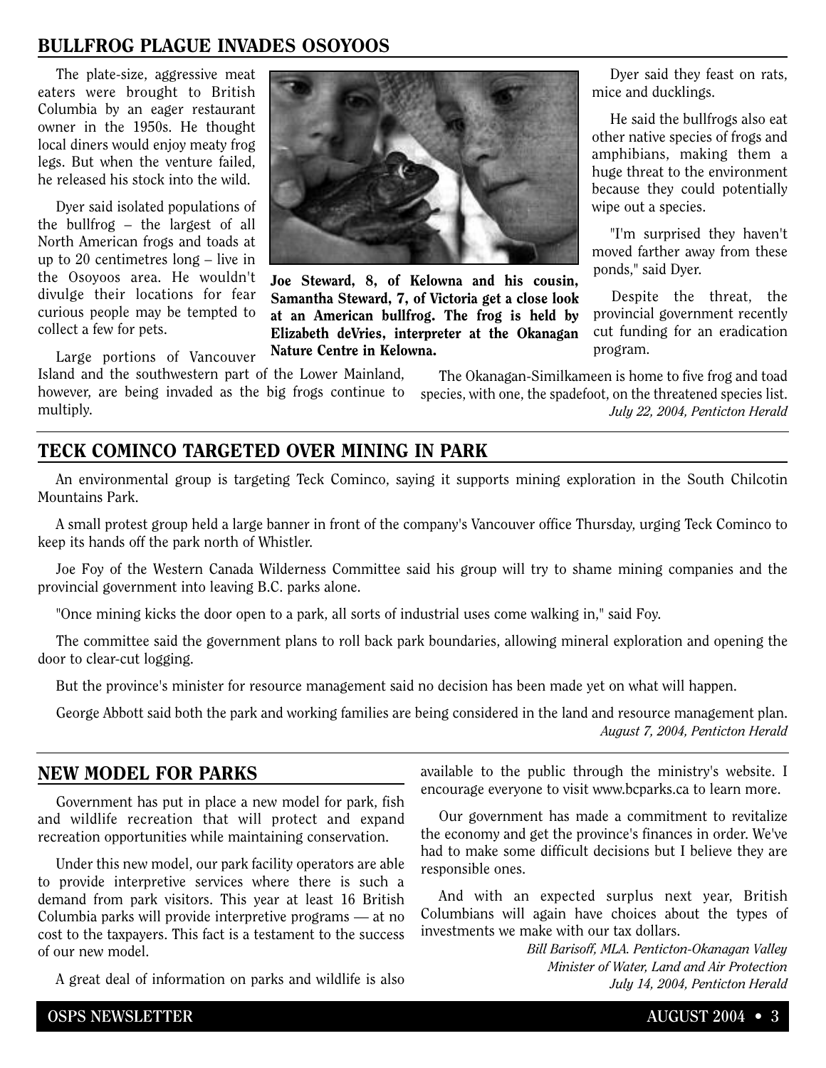## BULLFROG PLAGUE INVADES OSOYOOS

The plate-size, aggressive meat eaters were brought to British Columbia by an eager restaurant owner in the 1950s. He thought local diners would enjoy meaty frog legs. But when the venture failed, he released his stock into the wild.

Dyer said isolated populations of the bullfrog – the largest of all North American frogs and toads at up to 20 centimetres long – live in the Osoyoos area. He wouldn't divulge their locations for fear curious people may be tempted to collect a few for pets.

Large portions of Vancouver Island and the southwestern part of the Lower Mainland, however, are being invaded as the big frogs continue to multiply.

**Joe Steward, 8, of Kelowna and his cousin, Samantha Steward, 7, of Victoria get a close look at an American bullfrog. The frog is held by Elizabeth deVries, interpreter at the Okanagan Nature Centre in Kelowna.**

Dyer said they feast on rats, mice and ducklings.

He said the bullfrogs also eat other native species of frogs and amphibians, making them a huge threat to the environment because they could potentially wipe out a species.

"I'm surprised they haven't moved farther away from these ponds," said Dyer.

Despite the threat, the provincial government recently cut funding for an eradication program.

The Okanagan-Similkameen is home to five frog and toad species, with one, the spadefoot, on the threatened species list.

*July 22, 2004, Penticton Herald*

## TECK COMINCO TARGETED OVER MINING IN PARK

An environmental group is targeting Teck Cominco, saying it supports mining exploration in the South Chilcotin Mountains Park.

A small protest group held a large banner in front of the company's Vancouver office Thursday, urging Teck Cominco to keep its hands off the park north of Whistler.

Joe Foy of the Western Canada Wilderness Committee said his group will try to shame mining companies and the provincial government into leaving B.C. parks alone.

"Once mining kicks the door open to a park, all sorts of industrial uses come walking in," said Foy.

The committee said the government plans to roll back park boundaries, allowing mineral exploration and opening the door to clear-cut logging.

But the province's minister for resource management said no decision has been made yet on what will happen.

George Abbott said both the park and working families are being considered in the land and resource management plan.

*August 7, 2004, Penticton Herald*

## NEW MODEL FOR PARKS

Government has put in place a new model for park, fish and wildlife recreation that will protect and expand recreation opportunities while maintaining conservation.

Under this new model, our park facility operators are able to provide interpretive services where there is such a demand from park visitors. This year at least 16 British Columbia parks will provide interpretive programs — at no cost to the taxpayers. This fact is a testament to the success of our new model.

A great deal of information on parks and wildlife is also available to the public through the ministry's website. I encourage everyone to visit www.bcparks.ca to learn more.

Our government has made a commitment to revitalize the economy and get the province's finances in order. We've had to make some difficult decisions but I believe they are responsible ones.

And with an expected surplus next year, British Columbians will again have choices about the types of investments we make with our tax dollars.

*Bill Barisoff, MLA. Penticton-Okanagan Valley*
*Minister of Water, Land and Air Protection*
*July 14, 2004, Penticton Herald*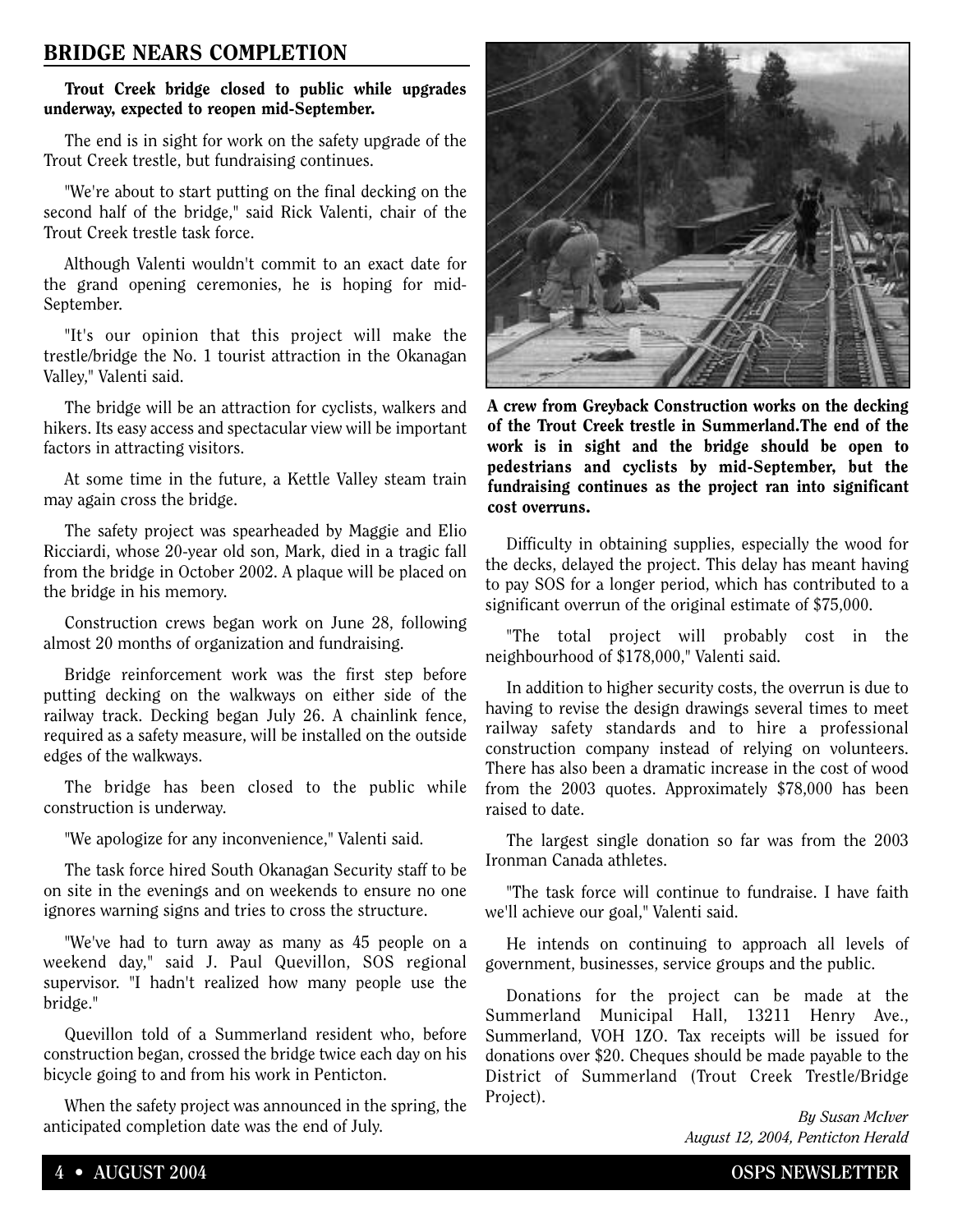## BRIDGE NEARS COMPLETION

**Trout Creek bridge closed to public while upgrades underway, expected to reopen mid-September.**

The end is in sight for work on the safety upgrade of the Trout Creek trestle, but fundraising continues.

"We're about to start putting on the final decking on the second half of the bridge," said Rick Valenti, chair of the Trout Creek trestle task force.

Although Valenti wouldn't commit to an exact date for the grand opening ceremonies, he is hoping for mid-September.

"It's our opinion that this project will make the trestle/bridge the No. 1 tourist attraction in the Okanagan Valley," Valenti said.

The bridge will be an attraction for cyclists, walkers and hikers. Its easy access and spectacular view will be important factors in attracting visitors.

At some time in the future, a Kettle Valley steam train may again cross the bridge.

The safety project was spearheaded by Maggie and Elio Ricciardi, whose 20-year old son, Mark, died in a tragic fall from the bridge in October 2002. A plaque will be placed on the bridge in his memory.

Construction crews began work on June 28, following almost 20 months of organization and fundraising.

Bridge reinforcement work was the first step before putting decking on the walkways on either side of the railway track. Decking began July 26. A chainlink fence, required as a safety measure, will be installed on the outside edges of the walkways.

The bridge has been closed to the public while construction is underway.

"We apologize for any inconvenience," Valenti said.

The task force hired South Okanagan Security staff to be on site in the evenings and on weekends to ensure no one ignores warning signs and tries to cross the structure.

"We've had to turn away as many as 45 people on a weekend day," said J. Paul Quevillon, SOS regional supervisor. "I hadn't realized how many people use the bridge."

Quevillon told of a Summerland resident who, before construction began, crossed the bridge twice each day on his bicycle going to and from his work in Penticton.

When the safety project was announced in the spring, the anticipated completion date was the end of July.

**A crew from Greyback Construction works on the decking of the Trout Creek trestle in Summerland.The end of the work is in sight and the bridge should be open to pedestrians and cyclists by mid-September, but the fundraising continues as the project ran into significant cost overruns.**

Difficulty in obtaining supplies, especially the wood for the decks, delayed the project. This delay has meant having to pay SOS for a longer period, which has contributed to a significant overrun of the original estimate of $75,000.

"The total project will probably cost in the neighbourhood of $178,000," Valenti said.

In addition to higher security costs, the overrun is due to having to revise the design drawings several times to meet railway safety standards and to hire a professional construction company instead of relying on volunteers. There has also been a dramatic increase in the cost of wood from the 2003 quotes. Approximately $78,000 has been raised to date.

The largest single donation so far was from the 2003 Ironman Canada athletes.

"The task force will continue to fundraise. I have faith we'll achieve our goal," Valenti said.

He intends on continuing to approach all levels of government, businesses, service groups and the public.

Donations for the project can be made at the Summerland Municipal Hall, 13211 Henry Ave., Summerland, VOH 1ZO. Tax receipts will be issued for donations over $20. Cheques should be made payable to the District of Summerland (Trout Creek Trestle/Bridge Project).

*By Susan McIver*
*August 12, 2004, Penticton Herald*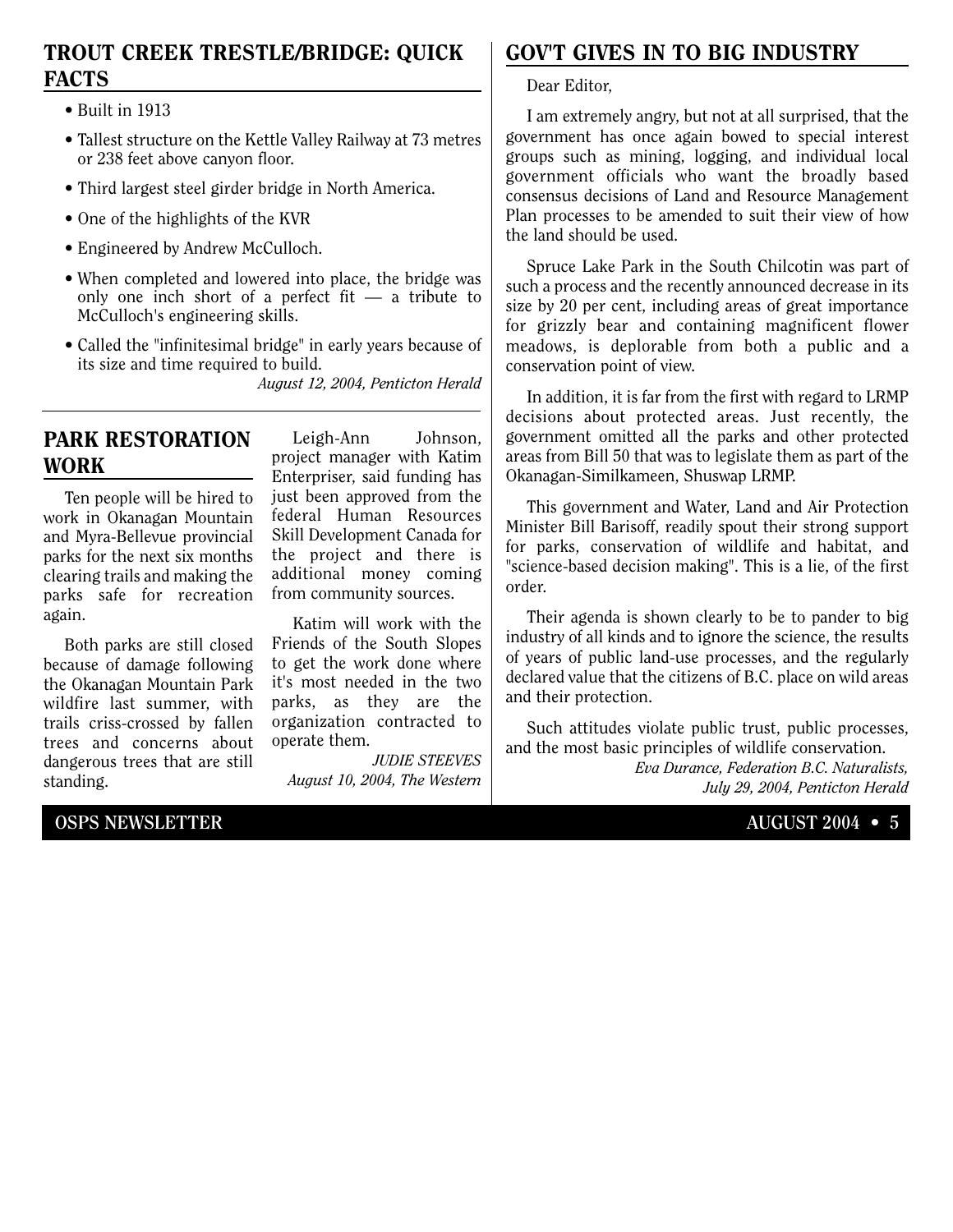## TROUT CREEK TRESTLE/BRIDGE: QUICK FACTS

- Built in 1913
- Tallest structure on the Kettle Valley Railway at 73 metres or 238 feet above canyon floor.
- Third largest steel girder bridge in North America.
- One of the highlights of the KVR
- Engineered by Andrew McCulloch.
- When completed and lowered into place, the bridge was only one inch short of a perfect fit — a tribute to McCulloch's engineering skills.
- Called the "infinitesimal bridge" in early years because of its size and time required to build.

*August 12, 2004, Penticton Herald*

## PARK RESTORATION WORK

Ten people will be hired to work in Okanagan Mountain and Myra-Bellevue provincial parks for the next six months clearing trails and making the parks safe for recreation again.

Both parks are still closed because of damage following the Okanagan Mountain Park wildfire last summer, with trails criss-crossed by fallen trees and concerns about dangerous trees that are still standing.

Leigh-Ann Johnson, project manager with Katim Enterpriser, said funding has just been approved from the federal Human Resources Skill Development Canada for the project and there is additional money coming from community sources.

Katim will work with the Friends of the South Slopes to get the work done where it's most needed in the two parks, as they are the organization contracted to operate them.

*JUDIE STEEVES*
*August 10, 2004, The Western*

## GOV'T GIVES IN TO BIG INDUSTRY

Dear Editor,

I am extremely angry, but not at all surprised, that the government has once again bowed to special interest groups such as mining, logging, and individual local government officials who want the broadly based consensus decisions of Land and Resource Management Plan processes to be amended to suit their view of how the land should be used.

Spruce Lake Park in the South Chilcotin was part of such a process and the recently announced decrease in its size by 20 per cent, including areas of great importance for grizzly bear and containing magnificent flower meadows, is deplorable from both a public and a conservation point of view.

In addition, it is far from the first with regard to LRMP decisions about protected areas. Just recently, the government omitted all the parks and other protected areas from Bill 50 that was to legislate them as part of the Okanagan-Similkameen, Shuswap LRMP.

This government and Water, Land and Air Protection Minister Bill Barisoff, readily spout their strong support for parks, conservation of wildlife and habitat, and "science-based decision making". This is a lie, of the first order.

Their agenda is shown clearly to be to pander to big industry of all kinds and to ignore the science, the results of years of public land-use processes, and the regularly declared value that the citizens of B.C. place on wild areas and their protection.

Such attitudes violate public trust, public processes, and the most basic principles of wildlife conservation.

*Eva Durance, Federation B.C. Naturalists,*
*July 29, 2004, Penticton Herald*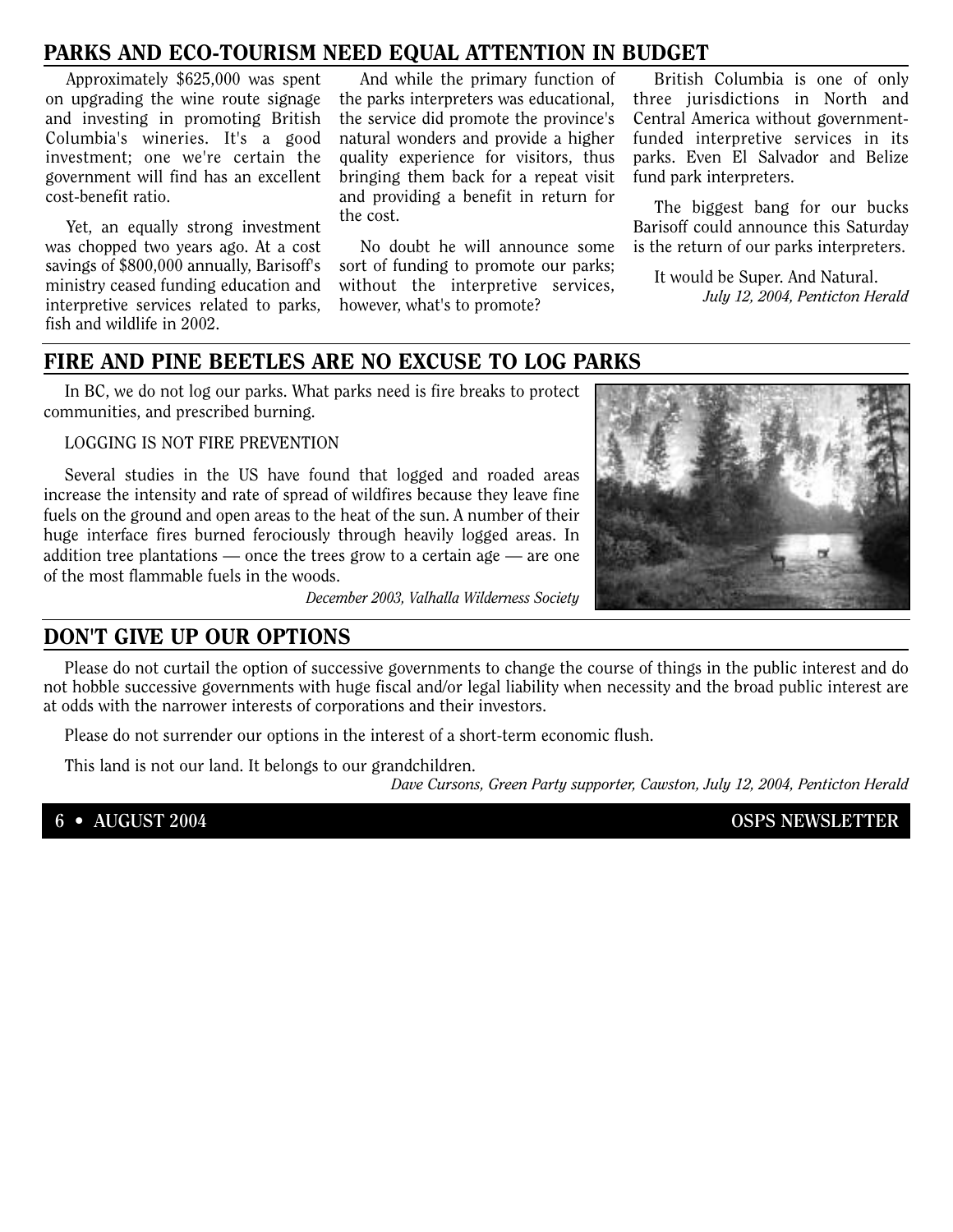## PARKS AND ECO-TOURISM NEED EQUAL ATTENTION IN BUDGET

Approximately $625,000 was spent on upgrading the wine route signage and investing in promoting British Columbia's wineries. It's a good investment; one we're certain the government will find has an excellent cost-benefit ratio.

Yet, an equally strong investment was chopped two years ago. At a cost savings of $800,000 annually, Barisoff's ministry ceased funding education and interpretive services related to parks, fish and wildlife in 2002.

And while the primary function of the parks interpreters was educational, the service did promote the province's natural wonders and provide a higher quality experience for visitors, thus bringing them back for a repeat visit and providing a benefit in return for the cost.

No doubt he will announce some sort of funding to promote our parks; without the interpretive services, however, what's to promote?

British Columbia is one of only three jurisdictions in North and Central America without government-funded interpretive services in its parks. Even El Salvador and Belize fund park interpreters.

The biggest bang for our bucks Barisoff could announce this Saturday is the return of our parks interpreters.

It would be Super. And Natural.

*July 12, 2004, Penticton Herald*

## FIRE AND PINE BEETLES ARE NO EXCUSE TO LOG PARKS

In BC, we do not log our parks. What parks need is fire breaks to protect communities, and prescribed burning.

LOGGING IS NOT FIRE PREVENTION

Several studies in the US have found that logged and roaded areas increase the intensity and rate of spread of wildfires because they leave fine fuels on the ground and open areas to the heat of the sun. A number of their huge interface fires burned ferociously through heavily logged areas. In addition tree plantations — once the trees grow to a certain age — are one of the most flammable fuels in the woods.

*December 2003, Valhalla Wilderness Society*

## DON'T GIVE UP OUR OPTIONS

Please do not curtail the option of successive governments to change the course of things in the public interest and do not hobble successive governments with huge fiscal and/or legal liability when necessity and the broad public interest are at odds with the narrower interests of corporations and their investors.

Please do not surrender our options in the interest of a short-term economic flush.

This land is not our land. It belongs to our grandchildren.

*Dave Cursons, Green Party supporter, Cawston, July 12, 2004, Penticton Herald*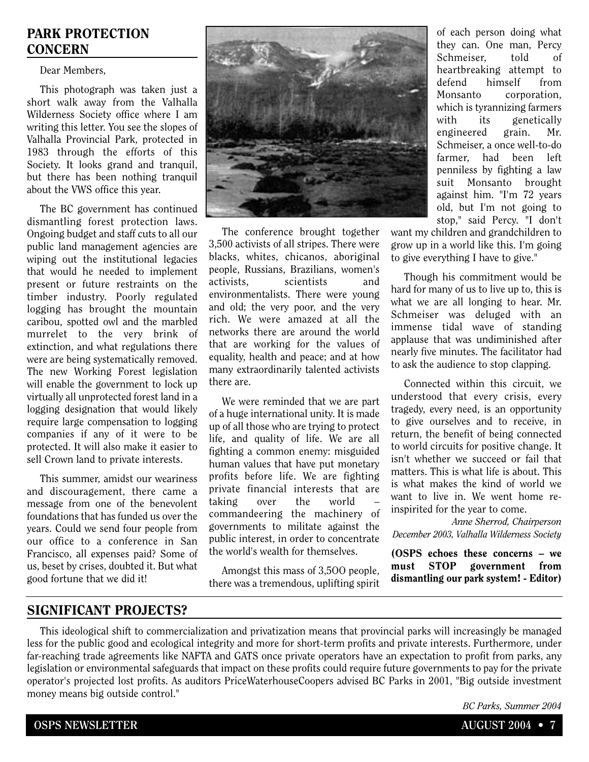## PARK PROTECTION CONCERN

Dear Members,

This photograph was taken just a short walk away from the Valhalla Wilderness Society office where I am writing this letter. You see the slopes of Valhalla Provincial Park, protected in 1983 through the efforts of this Society. It looks grand and tranquil, but there has been nothing tranquil about the VWS office this year.

The BC government has continued dismantling forest protection laws. Ongoing budget and staff cuts to all our public land management agencies are wiping out the institutional legacies that would he needed to implement present or future restraints on the timber industry. Poorly regulated logging has brought the mountain caribou, spotted owl and the marbled murrelet to the very brink of extinction, and what regulations there were are being systematically removed. The new Working Forest legislation will enable the government to lock up virtually all unprotected forest land in a logging designation that would likely require large compensation to logging companies if any of it were to be protected. It will also make it easier to sell Crown land to private interests.

This summer, amidst our weariness and discouragement, there came a message from one of the benevolent foundations that has funded us over the years. Could we send four people from our office to a conference in San Francisco, all expenses paid? Some of us, beset by crises, doubted it. But what good fortune that we did it!

The conference brought together 3,500 activists of all stripes. There were blacks, whites, chicanos, aboriginal people, Russians, Brazilians, women's activists, scientists and environmentalists. There were young and old; the very poor, and the very rich. We were amazed at all the networks there are around the world that are working for the values of equality, health and peace; and at how many extraordinarily talented activists there are.

We were reminded that we are part of a huge international unity. It is made up of all those who are trying to protect life, and quality of life. We are all fighting a common enemy: misguided human values that have put monetary profits before life. We are fighting private financial interests that are taking over the world – commandeering the machinery of governments to militate against the public interest, in order to concentrate the world's wealth for themselves.

Amongst this mass of 3,5OO people, there was a tremendous, uplifting spirit of each person doing what they can. One man, Percy Schmeiser, told of heartbreaking attempt to defend himself from Monsanto corporation, which is tyrannizing farmers with its genetically engineered grain. Mr. Schmeiser, a once well-to-do farmer, had been left penniless by fighting a law suit Monsanto brought against him. "I'm 72 years old, but I'm not going to stop," said Percy. "I don't want my children and grandchildren to grow up in a world like this. I'm going to give everything I have to give."

Though his commitment would be hard for many of us to live up to, this is what we are all longing to hear. Mr. Schmeiser was deluged with an immense tidal wave of standing applause that was undiminished after nearly five minutes. The facilitator had to ask the audience to stop clapping.

Connected within this circuit, we understood that every crisis, every tragedy, every need, is an opportunity to give ourselves and to receive, in return, the benefit of being connected to world circuits for positive change. It isn't whether we succeed or fail that matters. This is what life is about. This is what makes the kind of world we want to live in. We went home re-inspirited for the year to come.

*Anne Sherrod, Chairperson*
*December 2003, Valhalla Wilderness Society*

**(OSPS echoes these concerns – we must STOP government from dismantling our park system! - Editor)**

## SIGNIFICANT PROJECTS?

This ideological shift to commercialization and privatization means that provincial parks will increasingly be managed less for the public good and ecological integrity and more for short-term profits and private interests. Furthermore, under far-reaching trade agreements like NAFTA and GATS once private operators have an expectation to profit from parks, any legislation or environmental safeguards that impact on these profits could require future governments to pay for the private operator's projected lost profits. As auditors PriceWaterhouseCoopers advised BC Parks in 2001, "Big outside investment money means big outside control."

*BC Parks, Summer 2004*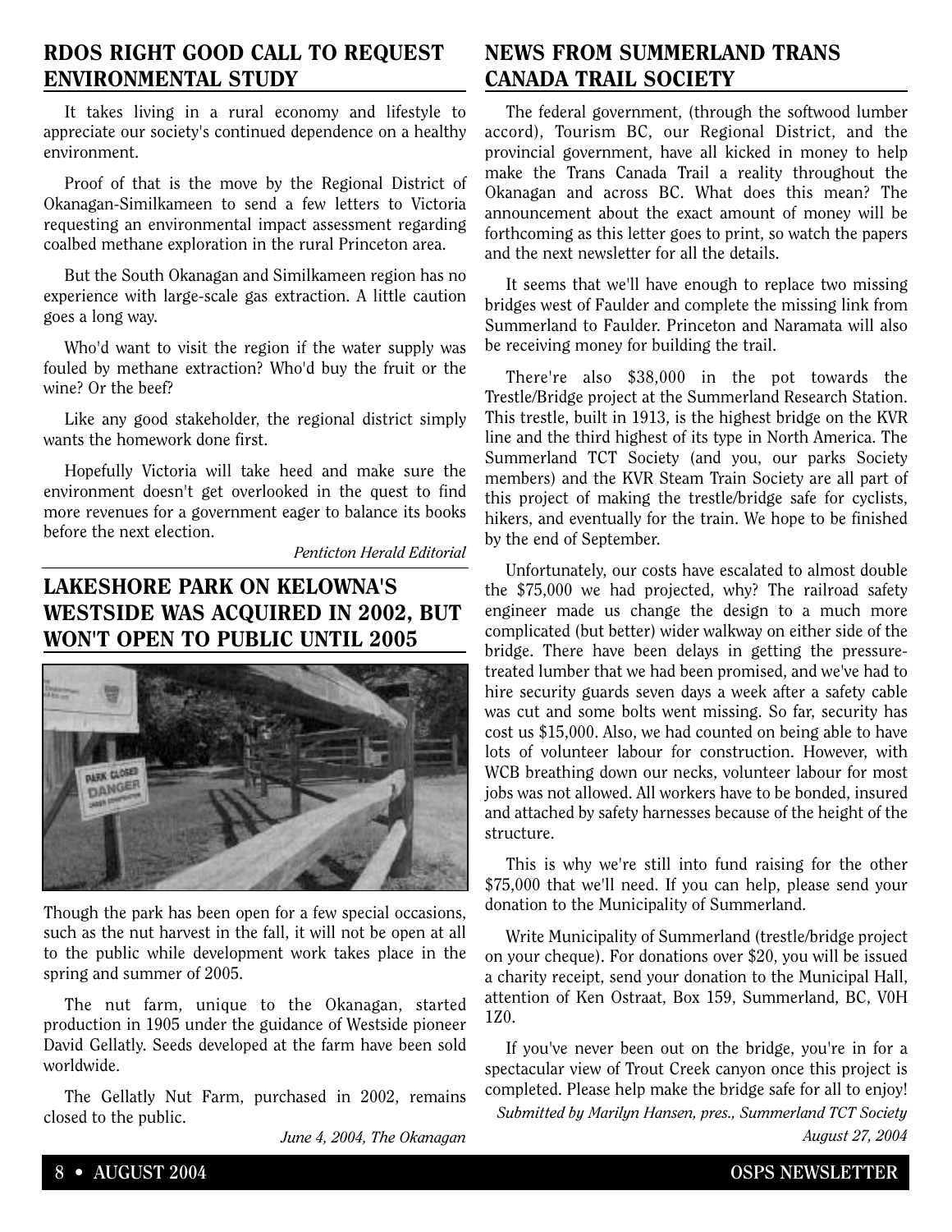## RDOS RIGHT GOOD CALL TO REQUEST ENVIRONMENTAL STUDY

It takes living in a rural economy and lifestyle to appreciate our society's continued dependence on a healthy environment.

Proof of that is the move by the Regional District of Okanagan-Similkameen to send a few letters to Victoria requesting an environmental impact assessment regarding coalbed methane exploration in the rural Princeton area.

But the South Okanagan and Similkameen region has no experience with large-scale gas extraction. A little caution goes a long way.

Who'd want to visit the region if the water supply was fouled by methane extraction? Who'd buy the fruit or the wine? Or the beef?

Like any good stakeholder, the regional district simply wants the homework done first.

Hopefully Victoria will take heed and make sure the environment doesn't get overlooked in the quest to find more revenues for a government eager to balance its books before the next election.

*Penticton Herald Editorial*

## LAKESHORE PARK ON KELOWNA'S WESTSIDE WAS ACQUIRED IN 2002, BUT WON'T OPEN TO PUBLIC UNTIL 2005

Though the park has been open for a few special occasions, such as the nut harvest in the fall, it will not be open at all to the public while development work takes place in the spring and summer of 2005.

The nut farm, unique to the Okanagan, started production in 1905 under the guidance of Westside pioneer David Gellatly. Seeds developed at the farm have been sold worldwide.

The Gellatly Nut Farm, purchased in 2002, remains closed to the public.

*June 4, 2004, The Okanagan*

## NEWS FROM SUMMERLAND TRANS CANADA TRAIL SOCIETY

The federal government, (through the softwood lumber accord), Tourism BC, our Regional District, and the provincial government, have all kicked in money to help make the Trans Canada Trail a reality throughout the Okanagan and across BC. What does this mean? The announcement about the exact amount of money will be forthcoming as this letter goes to print, so watch the papers and the next newsletter for all the details.

It seems that we'll have enough to replace two missing bridges west of Faulder and complete the missing link from Summerland to Faulder. Princeton and Naramata will also be receiving money for building the trail.

There're also $38,000 in the pot towards the Trestle/Bridge project at the Summerland Research Station. This trestle, built in 1913, is the highest bridge on the KVR line and the third highest of its type in North America. The Summerland TCT Society (and you, our parks Society members) and the KVR Steam Train Society are all part of this project of making the trestle/bridge safe for cyclists, hikers, and eventually for the train. We hope to be finished by the end of September.

Unfortunately, our costs have escalated to almost double the $75,000 we had projected, why? The railroad safety engineer made us change the design to a much more complicated (but better) wider walkway on either side of the bridge. There have been delays in getting the pressure-treated lumber that we had been promised, and we've had to hire security guards seven days a week after a safety cable was cut and some bolts went missing. So far, security has cost us $15,000. Also, we had counted on being able to have lots of volunteer labour for construction. However, with WCB breathing down our necks, volunteer labour for most jobs was not allowed. All workers have to be bonded, insured and attached by safety harnesses because of the height of the structure.

This is why we're still into fund raising for the other $75,000 that we'll need. If you can help, please send your donation to the Municipality of Summerland.

Write Municipality of Summerland (trestle/bridge project on your cheque). For donations over $20, you will be issued a charity receipt, send your donation to the Municipal Hall, attention of Ken Ostraat, Box 159, Summerland, BC, V0H 1Z0.

If you've never been out on the bridge, you're in for a spectacular view of Trout Creek canyon once this project is completed. Please help make the bridge safe for all to enjoy!

*Submitted by Marilyn Hansen, pres., Summerland TCT Society*
*August 27, 2004*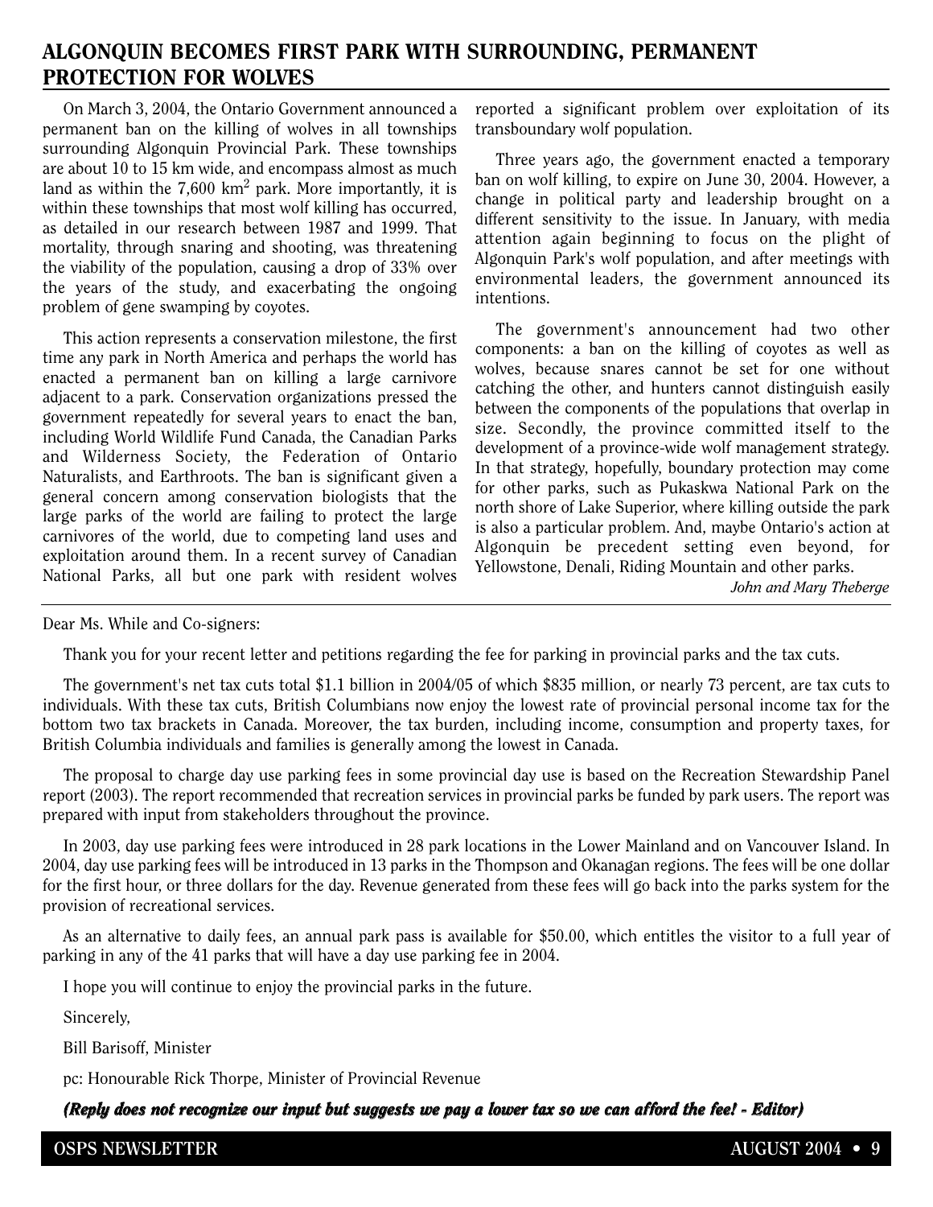## ALGONQUIN BECOMES FIRST PARK WITH SURROUNDING, PERMANENT PROTECTION FOR WOLVES

On March 3, 2004, the Ontario Government announced a permanent ban on the killing of wolves in all townships surrounding Algonquin Provincial Park. These townships are about 10 to 15 km wide, and encompass almost as much land as within the 7,600 $km^2$ park. More importantly, it is within these townships that most wolf killing has occurred, as detailed in our research between 1987 and 1999. That mortality, through snaring and shooting, was threatening the viability of the population, causing a drop of 33% over the years of the study, and exacerbating the ongoing problem of gene swamping by coyotes.

This action represents a conservation milestone, the first time any park in North America and perhaps the world has enacted a permanent ban on killing a large carnivore adjacent to a park. Conservation organizations pressed the government repeatedly for several years to enact the ban, including World Wildlife Fund Canada, the Canadian Parks and Wilderness Society, the Federation of Ontario Naturalists, and Earthroots. The ban is significant given a general concern among conservation biologists that the large parks of the world are failing to protect the large carnivores of the world, due to competing land uses and exploitation around them. In a recent survey of Canadian National Parks, all but one park with resident wolves reported a significant problem over exploitation of its transboundary wolf population.

Three years ago, the government enacted a temporary ban on wolf killing, to expire on June 30, 2004. However, a change in political party and leadership brought on a different sensitivity to the issue. In January, with media attention again beginning to focus on the plight of Algonquin Park's wolf population, and after meetings with environmental leaders, the government announced its intentions.

The government's announcement had two other components: a ban on the killing of coyotes as well as wolves, because snares cannot be set for one without catching the other, and hunters cannot distinguish easily between the components of the populations that overlap in size. Secondly, the province committed itself to the development of a province-wide wolf management strategy. In that strategy, hopefully, boundary protection may come for other parks, such as Pukaskwa National Park on the north shore of Lake Superior, where killing outside the park is also a particular problem. And, maybe Ontario's action at Algonquin be precedent setting even beyond, for Yellowstone, Denali, Riding Mountain and other parks.

*John and Mary Theberge*

---

Dear Ms. While and Co-signers:

Thank you for your recent letter and petitions regarding the fee for parking in provincial parks and the tax cuts.

The government's net tax cuts total $1.1 billion in 2004/05 of which $835 million, or nearly 73 percent, are tax cuts to individuals. With these tax cuts, British Columbians now enjoy the lowest rate of provincial personal income tax for the bottom two tax brackets in Canada. Moreover, the tax burden, including income, consumption and property taxes, for British Columbia individuals and families is generally among the lowest in Canada.

The proposal to charge day use parking fees in some provincial day use is based on the Recreation Stewardship Panel report (2003). The report recommended that recreation services in provincial parks be funded by park users. The report was prepared with input from stakeholders throughout the province.

In 2003, day use parking fees were introduced in 28 park locations in the Lower Mainland and on Vancouver Island. In 2004, day use parking fees will be introduced in 13 parks in the Thompson and Okanagan regions. The fees will be one dollar for the first hour, or three dollars for the day. Revenue generated from these fees will go back into the parks system for the provision of recreational services.

As an alternative to daily fees, an annual park pass is available for $50.00, which entitles the visitor to a full year of parking in any of the 41 parks that will have a day use parking fee in 2004.

I hope you will continue to enjoy the provincial parks in the future.

Sincerely,

Bill Barisoff, Minister

pc: Honourable Rick Thorpe, Minister of Provincial Revenue

***(Reply does not recognize our input but suggests we pay a lower tax so we can afford the fee! - Editor)***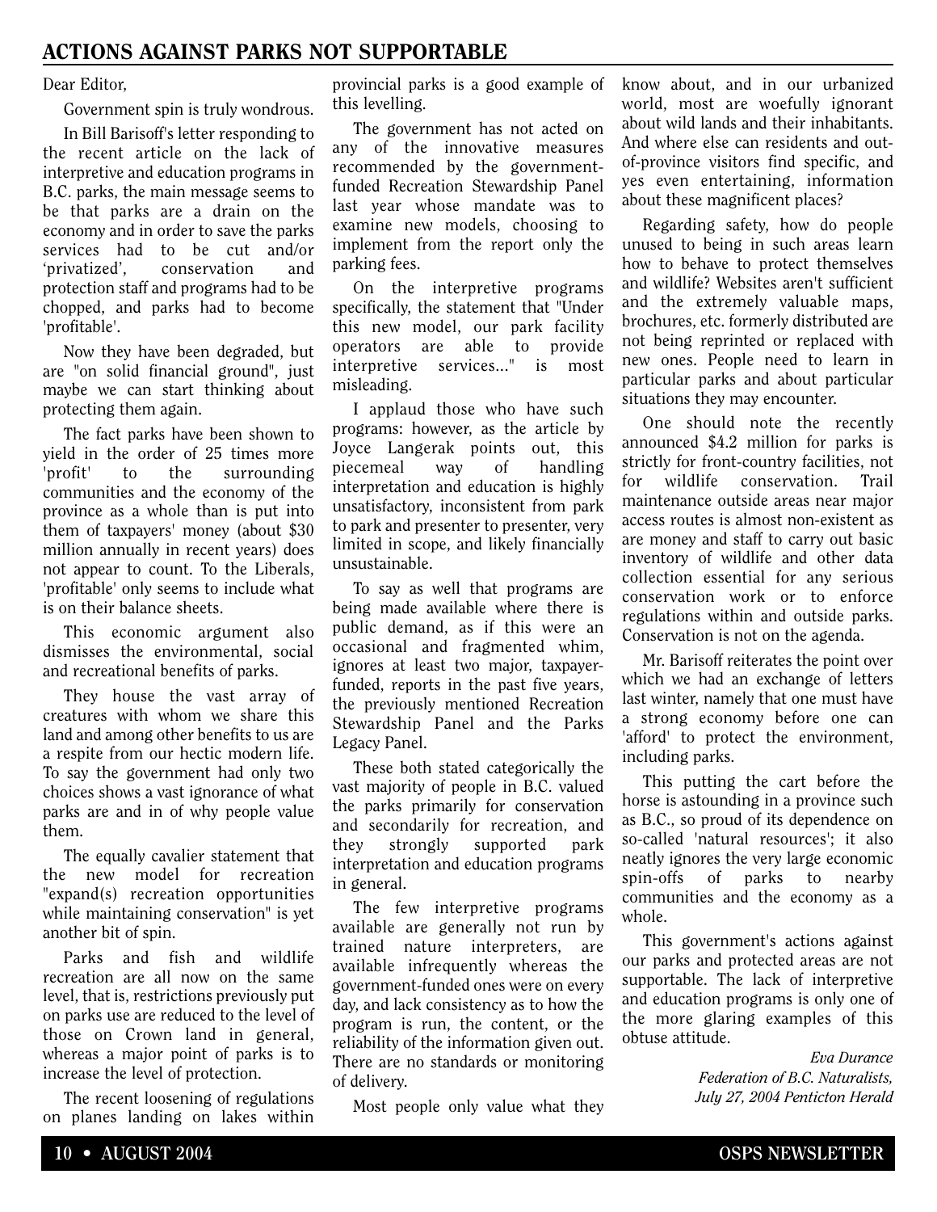## ACTIONS AGAINST PARKS NOT SUPPORTABLE

Dear Editor,

Government spin is truly wondrous.

In Bill Barisoff's letter responding to the recent article on the lack of interpretive and education programs in B.C. parks, the main message seems to be that parks are a drain on the economy and in order to save the parks services had to be cut and/or 'privatized', conservation and protection staff and programs had to be chopped, and parks had to become 'profitable'.

Now they have been degraded, but are "on solid financial ground", just maybe we can start thinking about protecting them again.

The fact parks have been shown to yield in the order of 25 times more 'profit' to the surrounding communities and the economy of the province as a whole than is put into them of taxpayers' money (about $30 million annually in recent years) does not appear to count. To the Liberals, 'profitable' only seems to include what is on their balance sheets.

This economic argument also dismisses the environmental, social and recreational benefits of parks.

They house the vast array of creatures with whom we share this land and among other benefits to us are a respite from our hectic modern life. To say the government had only two choices shows a vast ignorance of what parks are and in of why people value them.

The equally cavalier statement that the new model for recreation "expand(s) recreation opportunities while maintaining conservation" is yet another bit of spin.

Parks and fish and wildlife recreation are all now on the same level, that is, restrictions previously put on parks use are reduced to the level of those on Crown land in general, whereas a major point of parks is to increase the level of protection.

The recent loosening of regulations on planes landing on lakes within provincial parks is a good example of this levelling.

The government has not acted on any of the innovative measures recommended by the government-funded Recreation Stewardship Panel last year whose mandate was to examine new models, choosing to implement from the report only the parking fees.

On the interpretive programs specifically, the statement that "Under this new model, our park facility operators are able to provide interpretive services..." is most misleading.

I applaud those who have such programs: however, as the article by Joyce Langerak points out, this piecemeal way of handling interpretation and education is highly unsatisfactory, inconsistent from park to park and presenter to presenter, very limited in scope, and likely financially unsustainable.

To say as well that programs are being made available where there is public demand, as if this were an occasional and fragmented whim, ignores at least two major, taxpayer-funded, reports in the past five years, the previously mentioned Recreation Stewardship Panel and the Parks Legacy Panel.

These both stated categorically the vast majority of people in B.C. valued the parks primarily for conservation and secondarily for recreation, and they strongly supported park interpretation and education programs in general.

The few interpretive programs available are generally not run by trained nature interpreters, are available infrequently whereas the government-funded ones were on every day, and lack consistency as to how the program is run, the content, or the reliability of the information given out. There are no standards or monitoring of delivery.

Most people only value what they know about, and in our urbanized world, most are woefully ignorant about wild lands and their inhabitants. And where else can residents and out-of-province visitors find specific, and yes even entertaining, information about these magnificent places?

Regarding safety, how do people unused to being in such areas learn how to behave to protect themselves and wildlife? Websites aren't sufficient and the extremely valuable maps, brochures, etc. formerly distributed are not being reprinted or replaced with new ones. People need to learn in particular parks and about particular situations they may encounter.

One should note the recently announced $4.2 million for parks is strictly for front-country facilities, not for wildlife conservation. Trail maintenance outside areas near major access routes is almost non-existent as are money and staff to carry out basic inventory of wildlife and other data collection essential for any serious conservation work or to enforce regulations within and outside parks. Conservation is not on the agenda.

Mr. Barisoff reiterates the point over which we had an exchange of letters last winter, namely that one must have a strong economy before one can 'afford' to protect the environment, including parks.

This putting the cart before the horse is astounding in a province such as B.C., so proud of its dependence on so-called 'natural resources'; it also neatly ignores the very large economic spin-offs of parks to nearby communities and the economy as a whole.

This government's actions against our parks and protected areas are not supportable. The lack of interpretive and education programs is only one of the more glaring examples of this obtuse attitude.

*Eva Durance*
*Federation of B.C. Naturalists,*
*July 27, 2004 Penticton Herald*